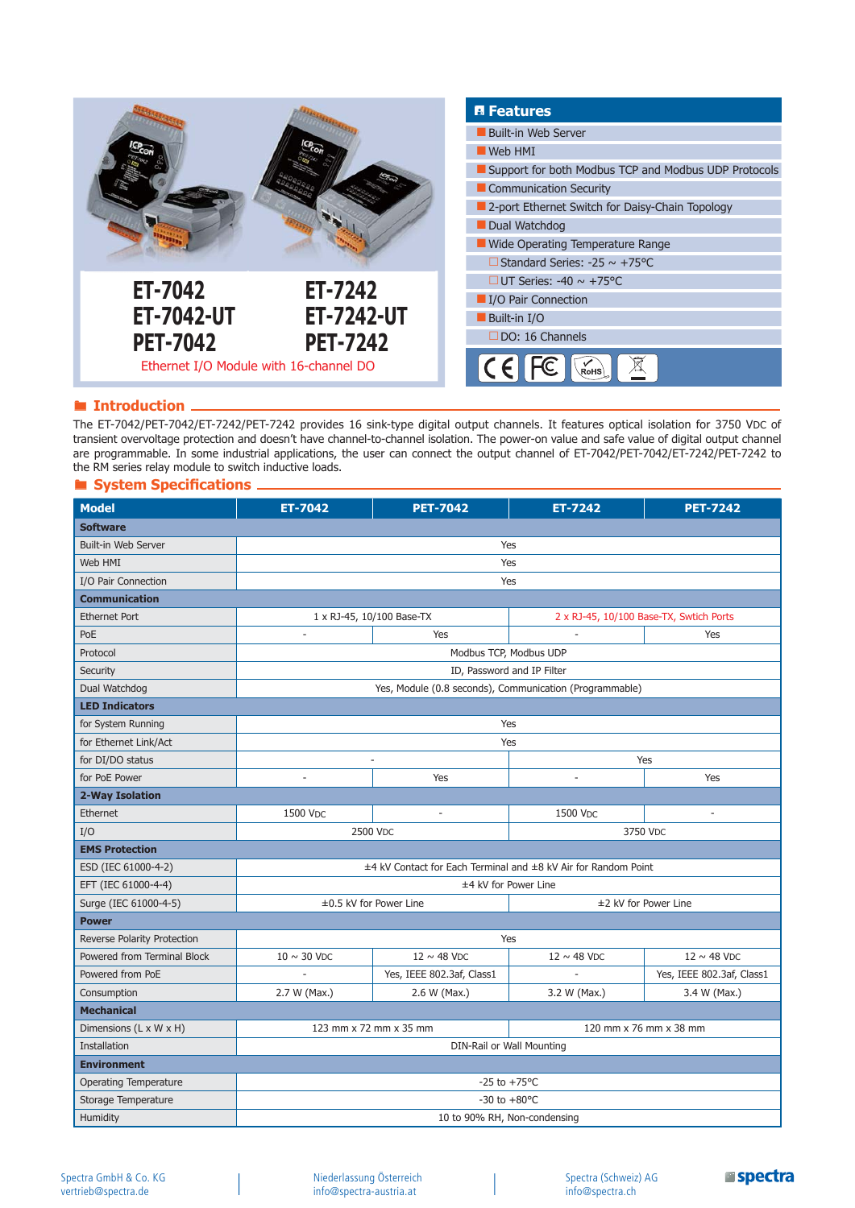# ET-7042 / ET-7042-UT / PET-7042 / ET-7242 / ET-7242-UT / PET-7242

Ethernet I/O Module with 16-channel DO

## Features

- Built-in Web Server
- Web HMI
- Support for both Modbus TCP and Modbus UDP Protocols
- Communication Security
- 2-port Ethernet Switch for Daisy-Chain Topology
- Dual Watchdog
- Wide Operating Temperature Range
  - Standard Series: -25 ~ +75°C
  - UT Series: -40 ~ +75°C
- I/O Pair Connection
- Built-in I/O
  - DO: 16 Channels

## Introduction

The ET-7042/PET-7042/ET-7242/PET-7242 provides 16 sink-type digital output channels. It features optical isolation for 3750 VDC of transient overvoltage protection and doesn't have channel-to-channel isolation. The power-on value and safe value of digital output channel are programmable. In some industrial applications, the user can connect the output channel of ET-7042/PET-7042/ET-7242/PET-7242 to the RM series relay module to switch inductive loads.

## System Specifications

| Model | ET-7042 | PET-7042 | ET-7242 | PET-7242 |
|---|---|---|---|---|
| **Software** | | | | |
| Built-in Web Server | Yes | | | |
| Web HMI | Yes | | | |
| I/O Pair Connection | Yes | | | |
| **Communication** | | | | |
| Ethernet Port | 1 x RJ-45, 10/100 Base-TX | | 2 x RJ-45, 10/100 Base-TX, Swtich Ports | |
| PoE | - | Yes | - | Yes |
| Protocol | Modbus TCP, Modbus UDP | | | |
| Security | ID, Password and IP Filter | | | |
| Dual Watchdog | Yes, Module (0.8 seconds), Communication (Programmable) | | | |
| **LED Indicators** | | | | |
| for System Running | Yes | | | |
| for Ethernet Link/Act | Yes | | | |
| for DI/DO status | - | | Yes | |
| for PoE Power | - | Yes | - | Yes |
| **2-Way Isolation** | | | | |
| Ethernet | 1500 VDC | - | 1500 VDC | - |
| I/O | 2500 VDC | | 3750 VDC | |
| **EMS Protection** | | | | |
| ESD (IEC 61000-4-2) | ±4 kV Contact for Each Terminal and ±8 kV Air for Random Point | | | |
| EFT (IEC 61000-4-4) | ±4 kV for Power Line | | | |
| Surge (IEC 61000-4-5) | ±0.5 kV for Power Line | | ±2 kV for Power Line | |
| **Power** | | | | |
| Reverse Polarity Protection | Yes | | | |
| Powered from Terminal Block | 10 ~ 30 VDC | 12 ~ 48 VDC | 12 ~ 48 VDC | 12 ~ 48 VDC |
| Powered from PoE | - | Yes, IEEE 802.3af, Class1 | - | Yes, IEEE 802.3af, Class1 |
| Consumption | 2.7 W (Max.) | 2.6 W (Max.) | 3.2 W (Max.) | 3.4 W (Max.) |
| **Mechanical** | | | | |
| Dimensions (L x W x H) | 123 mm x 72 mm x 35 mm | | 120 mm x 76 mm x 38 mm | |
| Installation | DIN-Rail or Wall Mounting | | | |
| **Environment** | | | | |
| Operating Temperature | -25 to +75°C | | | |
| Storage Temperature | -30 to +80°C | | | |
| Humidity | 10 to 90% RH, Non-condensing | | | |

Spectra GmbH & Co. KG
vertrieb@spectra.de

Niederlassung Österreich
info@spectra-austria.at

Spectra (Schweiz) AG
info@spectra.ch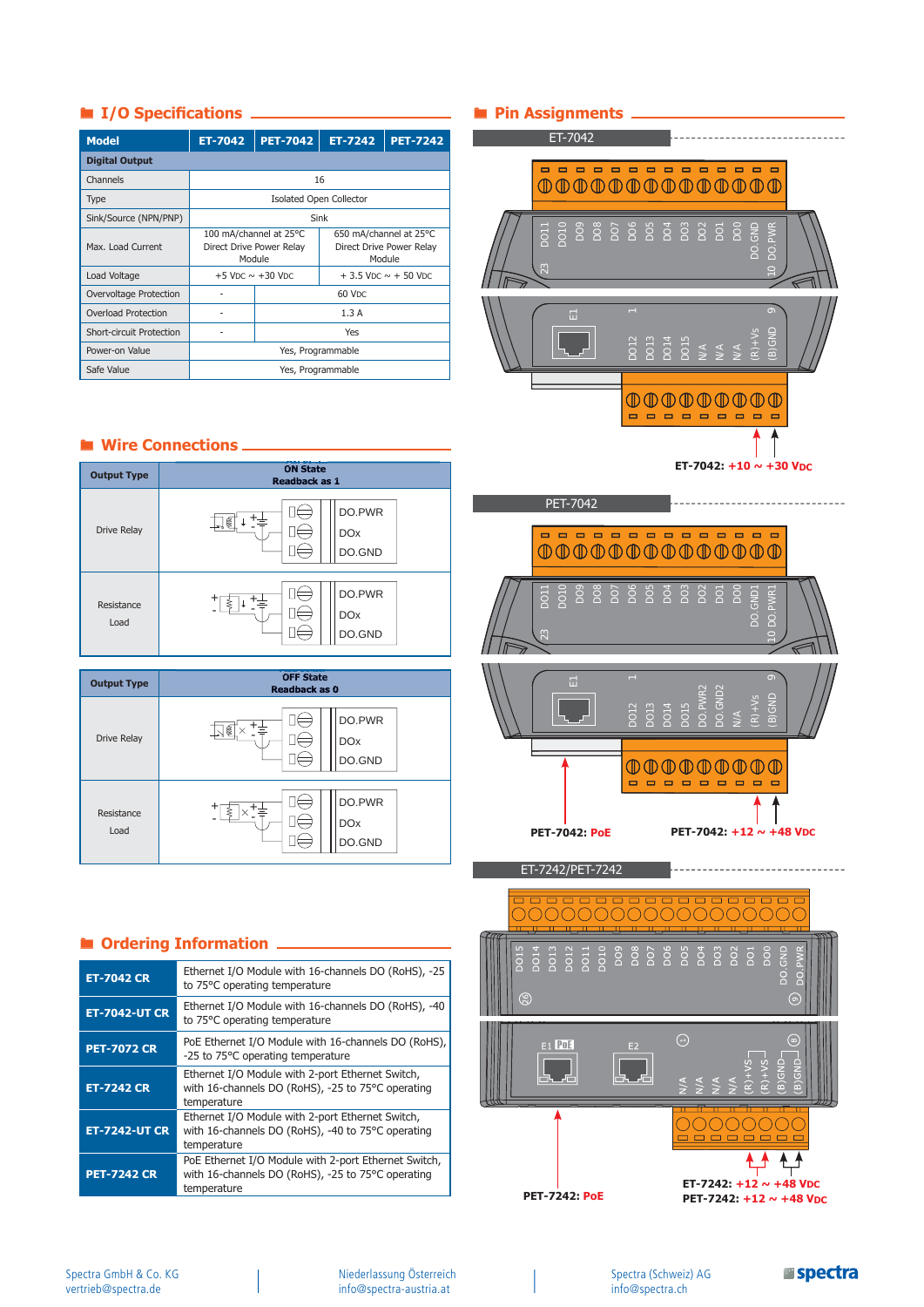## I/O Specifications

| Model | ET-7042 | PET-7042 | ET-7242 | PET-7242 |
|---|---|---|---|---|
| **Digital Output** | | | | |
| Channels | 16 | | | |
| Type | Isolated Open Collector | | | |
| Sink/Source (NPN/PNP) | Sink | | | |
| Max. Load Current | 100 mA/channel at 25°C Direct Drive Power Relay Module | | 650 mA/channel at 25°C Direct Drive Power Relay Module | |
| Load Voltage | +5 VDC ~ +30 VDC | | + 3.5 VDC ~ + 50 VDC | |
| Overvoltage Protection | - | 60 VDC | | |
| Overload Protection | - | 1.3 A | | |
| Short-circuit Protection | - | Yes | | |
| Power-on Value | Yes, Programmable | | | |
| Safe Value | Yes, Programmable | | | |

## Wire Connections

| Output Type | ON State Readback as 1 |
|---|---|
| Drive Relay | DO.PWR, DOx, DO.GND |
| Resistance Load | DO.PWR, DOx, DO.GND |

| Output Type | OFF State Readback as 0 |
|---|---|
| Drive Relay | DO.PWR, DOx, DO.GND |
| Resistance Load | DO.PWR, DOx, DO.GND |

## Ordering Information

| | |
|---|---|
| **ET-7042 CR** | Ethernet I/O Module with 16-channels DO (RoHS), -25 to 75°C operating temperature |
| **ET-7042-UT CR** | Ethernet I/O Module with 16-channels DO (RoHS), -40 to 75°C operating temperature |
| **PET-7072 CR** | PoE Ethernet I/O Module with 16-channels DO (RoHS), -25 to 75°C operating temperature |
| **ET-7242 CR** | Ethernet I/O Module with 2-port Ethernet Switch, with 16-channels DO (RoHS), -25 to 75°C operating temperature |
| **ET-7242-UT CR** | Ethernet I/O Module with 2-port Ethernet Switch, with 16-channels DO (RoHS), -40 to 75°C operating temperature |
| **PET-7242 CR** | PoE Ethernet I/O Module with 2-port Ethernet Switch, with 16-channels DO (RoHS), -25 to 75°C operating temperature |

## Pin Assignments

**ET-7042**

23 DO11 DO10 DO9 DO8 DO7 DO6 DO5 DO4 DO3 DO2 DO1 DO0 DO.GND 10 DO.PWR

E1 1 DO12 DO13 DO14 DO15 N/A N/A N/A (R)+Vs (B)GND 9

ET-7042: +10 ~ +30 VDC

**PET-7042**

23 DO11 DO10 DO9 DO8 DO7 DO6 DO5 DO4 DO3 DO2 DO1 DO0 DO.GND1 10 DO.PWR1

E1 1 DO12 DO13 DO14 DO15 DO.PWR2 DO.GND2 N/A (R)+Vs (B)GND 9

PET-7042: PoE

PET-7042: +12 ~ +48 VDC

**ET-7242/PET-7242**

26 DO15 DO14 DO13 DO12 DO11 DO10 DO9 DO8 DO7 DO6 DO5 DO4 DO3 DO2 DO1 DO0 DO.GND DO.PWR 9

E1 PoE E2 1 N/A N/A N/A N/A (R)+VS (R)+VS (B)GND (B)GND 8

PET-7242: PoE

ET-7242: +12 ~ +48 VDC
PET-7242: +12 ~ +48 VDC

Spectra GmbH & Co. KG
vertrieb@spectra.de

Niederlassung Österreich
info@spectra-austria.at

Spectra (Schweiz) AG
info@spectra.ch

spectra